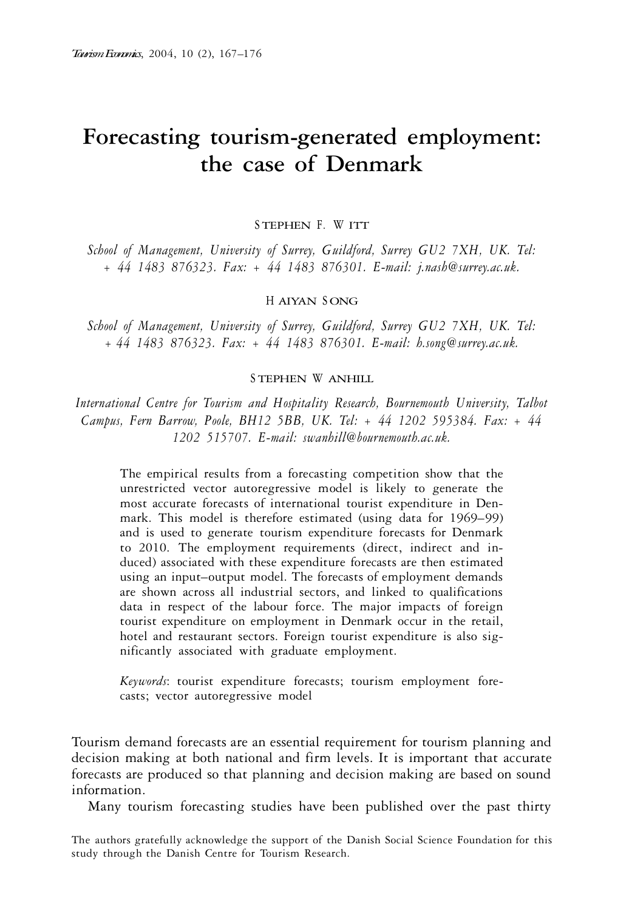# Forecasting tourism-generated employment: the case of Denmark

STEPHEN F. WITT

*School of Management, University of Surrey, Guildford, Surrey GU2 7XH, UK. Tel: + 44 1483 876323. Fax: + 44 1483 876301. E-mail: j.nash@surrey.ac.uk.*

HAIYAN SONG

*School of Management, University of Surrey, Guildford, Surrey GU2 7XH, UK. Tel: + 44 1483 876323. Fax: + 44 1483 876301. E-mail: h.song@surrey.ac.uk.*

STEPHEN WANHILL

*International Centre for Tourism and Hospitality Research, Bournemouth University, Talbot Campus, Fern Barrow, Poole, BH12 5BB, UK. Tel: + 44 1202 595384. Fax: + 44 1202 515707. E-mail: swanhill@bournemouth.ac.uk.*

The empirical results from a forecasting competition show that the unrestricted vector autoregressive model is likely to generate the most accurate forecasts of international tourist expenditure in Denmark. This model is therefore estimated (using data for 1969–99) and is used to generate tourism expenditure forecasts for Denmark to 2010. The employment requirements (direct, indirect and induced) associated with these expenditure forecasts are then estimated using an input–output model. The forecasts of employment demands are shown across all industrial sectors, and linked to qualifications data in respect of the labour force. The major impacts of foreign tourist expenditure on employment in Denmark occur in the retail, hotel and restaurant sectors. Foreign tourist expenditure is also significantly associated with graduate employment.

*Keywords*: tourist expenditure forecasts; tourism employment forecasts; vector autoregressive model

Tourism demand forecasts are an essential requirement for tourism planning and decision making at both national and firm levels. It is important that accurate forecasts are produced so that planning and decision making are based on sound information.

Many tourism forecasting studies have been published over the past thirty

The authors gratefully acknowledge the support of the Danish Social Science Foundation for this study through the Danish Centre for Tourism Research.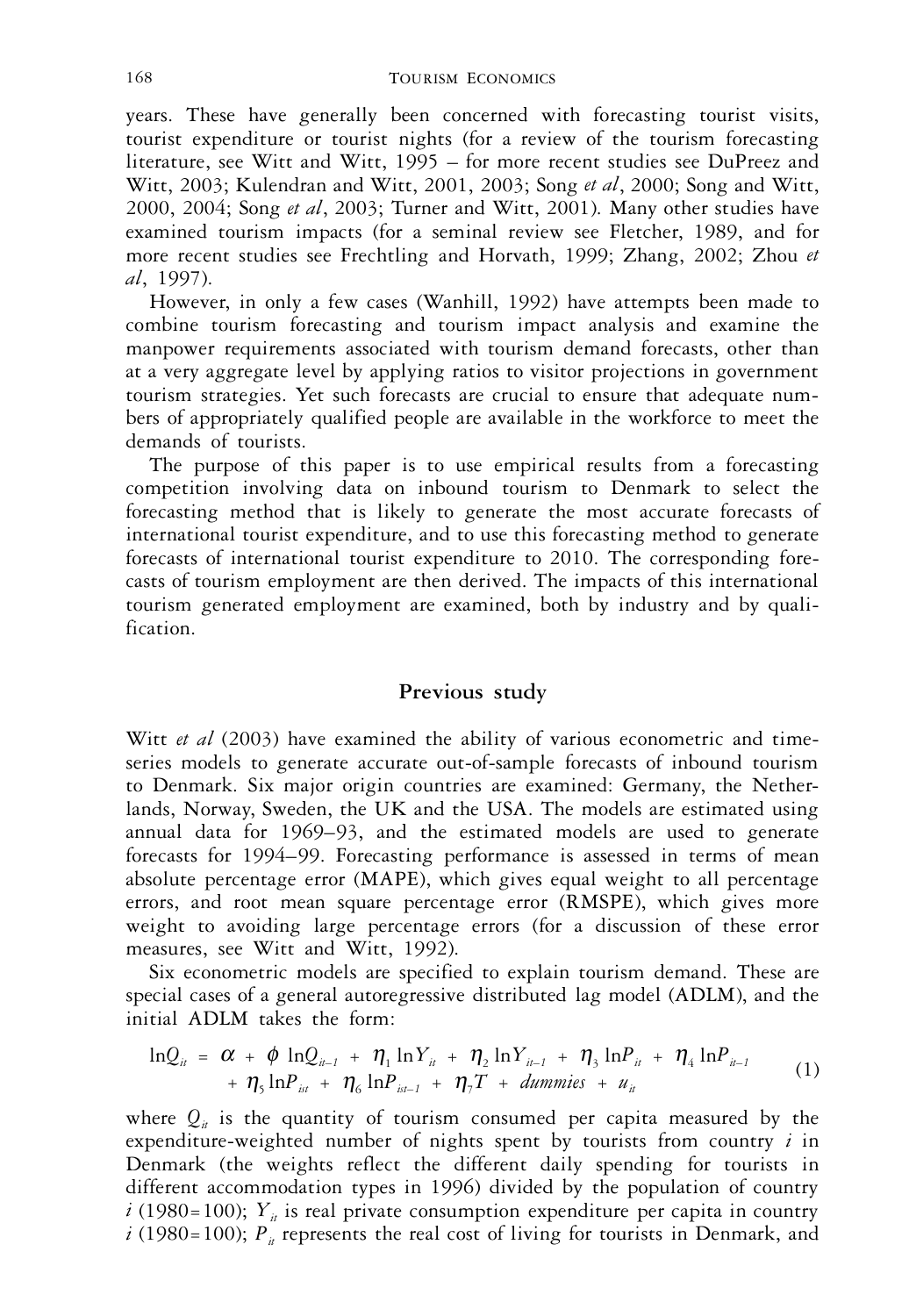years. These have generally been concerned with forecasting tourist visits, tourist expenditure or tourist nights (for a review of the tourism forecasting literature, see Witt and Witt, 1995 – for more recent studies see DuPreez and Witt, 2003; Kulendran and Witt, 2001, 2003; Song *et al*, 2000; Song and Witt, 2000, 2004; Song *et al*, 2003; Turner and Witt, 2001). Many other studies have examined tourism impacts (for a seminal review see Fletcher, 1989, and for more recent studies see Frechtling and Horvath, 1999; Zhang, 2002; Zhou *et al*, 1997).

However, in only a few cases (Wanhill, 1992) have attempts been made to combine tourism forecasting and tourism impact analysis and examine the manpower requirements associated with tourism demand forecasts, other than at a very aggregate level by applying ratios to visitor projections in government tourism strategies. Yet such forecasts are crucial to ensure that adequate numbers of appropriately qualified people are available in the workforce to meet the demands of tourists.

The purpose of this paper is to use empirical results from a forecasting competition involving data on inbound tourism to Denmark to select the forecasting method that is likely to generate the most accurate forecasts of international tourist expenditure, and to use this forecasting method to generate forecasts of international tourist expenditure to 2010. The corresponding forecasts of tourism employment are then derived. The impacts of this international tourism generated employment are examined, both by industry and by qualification.

## Previous study

Witt *et al* (2003) have examined the ability of various econometric and time-series models to generate accurate out-of-sample forecasts of inbound tourism to Denmark. Six major origin countries are examined: Germany, the Netherlands, Norway, Sweden, the UK and the USA. The models are estimated using annual data for 1969–93, and the estimated models are used to generate forecasts for 1994–99. Forecasting performance is assessed in terms of mean absolute percentage error (MAPE), which gives equal weight to all percentage errors, and root mean square percentage error (RMSPE), which gives more weight to avoiding large percentage errors (for a discussion of these error measures, see Witt and Witt, 1992).

Six econometric models are specified to explain tourism demand. These are special cases of a general autoregressive distributed lag model (ADLM), and the initial ADLM takes the form:

$$\ln Q_{it} = \alpha + \phi \ln Q_{it-1} + \eta_1 \ln Y_{it} + \eta_2 \ln Y_{it-1} + \eta_3 \ln P_{it} + \eta_4 \ln P_{it-1} + \eta_5 \ln P_{ist} + \eta_6 \ln P_{ist-1} + \eta_7 T + dummies + u_{it} \tag{1}$$

where $Q_{it}$ is the quantity of tourism consumed per capita measured by the expenditure-weighted number of nights spent by tourists from country $i$ in Denmark (the weights reflect the different daily spending for tourists in different accommodation types in 1996) divided by the population of country $i$ (1980=100); $Y_{it}$ is real private consumption expenditure per capita in country $i$ (1980=100); $P_{it}$ represents the real cost of living for tourists in Denmark, and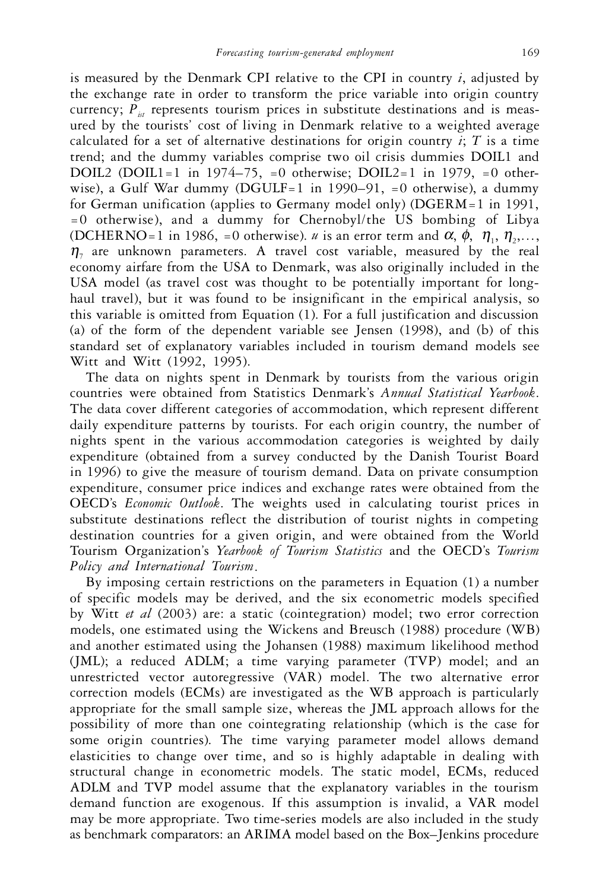is measured by the Denmark CPI relative to the CPI in country $i$, adjusted by the exchange rate in order to transform the price variable into origin country currency; $P_{ist}$ represents tourism prices in substitute destinations and is measured by the tourists' cost of living in Denmark relative to a weighted average calculated for a set of alternative destinations for origin country $i$; $T$ is a time trend; and the dummy variables comprise two oil crisis dummies DOIL1 and DOIL2 (DOIL1 = 1 in 1974–75, = 0 otherwise; DOIL2 = 1 in 1979, = 0 otherwise), a Gulf War dummy (DGULF = 1 in 1990–91, = 0 otherwise), a dummy for German unification (applies to Germany model only) (DGERM = 1 in 1991, = 0 otherwise), and a dummy for Chernobyl/the US bombing of Libya (DCHERNO = 1 in 1986, = 0 otherwise). $u$ is an error term and $\alpha$, $\phi$, $\eta_1$, $\eta_2$,..., $\eta_7$ are unknown parameters. A travel cost variable, measured by the real economy airfare from the USA to Denmark, was also originally included in the USA model (as travel cost was thought to be potentially important for long-haul travel), but it was found to be insignificant in the empirical analysis, so this variable is omitted from Equation (1). For a full justification and discussion (a) of the form of the dependent variable see Jensen (1998), and (b) of this standard set of explanatory variables included in tourism demand models see Witt and Witt (1992, 1995).

The data on nights spent in Denmark by tourists from the various origin countries were obtained from Statistics Denmark's *Annual Statistical Yearbook*. The data cover different categories of accommodation, which represent different daily expenditure patterns by tourists. For each origin country, the number of nights spent in the various accommodation categories is weighted by daily expenditure (obtained from a survey conducted by the Danish Tourist Board in 1996) to give the measure of tourism demand. Data on private consumption expenditure, consumer price indices and exchange rates were obtained from the OECD's *Economic Outlook*. The weights used in calculating tourist prices in substitute destinations reflect the distribution of tourist nights in competing destination countries for a given origin, and were obtained from the World Tourism Organization's *Yearbook of Tourism Statistics* and the OECD's *Tourism Policy and International Tourism*.

By imposing certain restrictions on the parameters in Equation (1) a number of specific models may be derived, and the six econometric models specified by Witt *et al* (2003) are: a static (cointegration) model; two error correction models, one estimated using the Wickens and Breusch (1988) procedure (WB) and another estimated using the Johansen (1988) maximum likelihood method (JML); a reduced ADLM; a time varying parameter (TVP) model; and an unrestricted vector autoregressive (VAR) model. The two alternative error correction models (ECMs) are investigated as the WB approach is particularly appropriate for the small sample size, whereas the JML approach allows for the possibility of more than one cointegrating relationship (which is the case for some origin countries). The time varying parameter model allows demand elasticities to change over time, and so is highly adaptable in dealing with structural change in econometric models. The static model, ECMs, reduced ADLM and TVP model assume that the explanatory variables in the tourism demand function are exogenous. If this assumption is invalid, a VAR model may be more appropriate. Two time-series models are also included in the study as benchmark comparators: an ARIMA model based on the Box–Jenkins procedure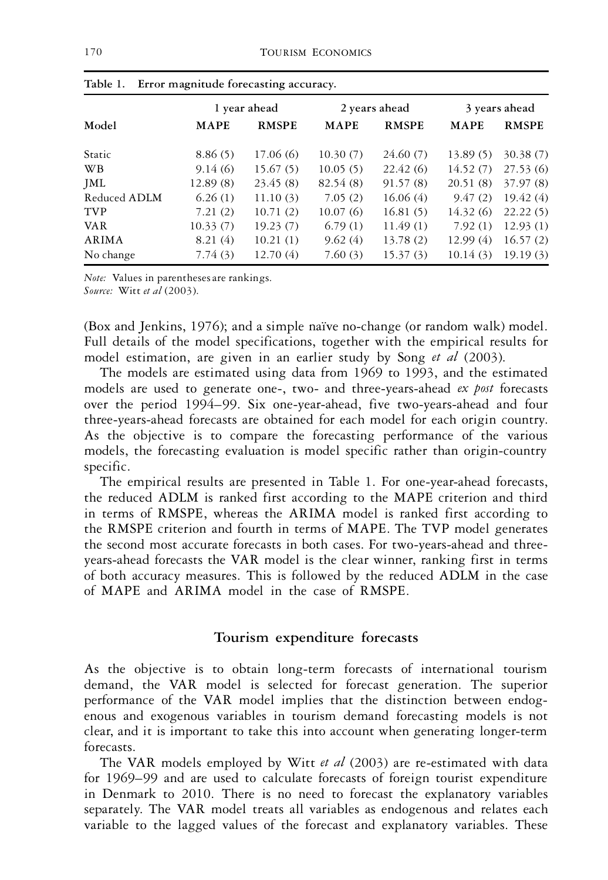**Table 1.** Error magnitude forecasting accuracy.

| Model | 1 year ahead | | 2 years ahead | | 3 years ahead | |
|---|---|---|---|---|---|---|
| | **MAPE** | **RMSPE** | **MAPE** | **RMSPE** | **MAPE** | **RMSPE** |
| Static | 8.86 (5) | 17.06 (6) | 10.30 (7) | 24.60 (7) | 13.89 (5) | 30.38 (7) |
| WB | 9.14 (6) | 15.67 (5) | 10.05 (5) | 22.42 (6) | 14.52 (7) | 27.53 (6) |
| JML | 12.89 (8) | 23.45 (8) | 82.54 (8) | 91.57 (8) | 20.51 (8) | 37.97 (8) |
| Reduced ADLM | 6.26 (1) | 11.10 (3) | 7.05 (2) | 16.06 (4) | 9.47 (2) | 19.42 (4) |
| TVP | 7.21 (2) | 10.71 (2) | 10.07 (6) | 16.81 (5) | 14.32 (6) | 22.22 (5) |
| VAR | 10.33 (7) | 19.23 (7) | 6.79 (1) | 11.49 (1) | 7.92 (1) | 12.93 (1) |
| ARIMA | 8.21 (4) | 10.21 (1) | 9.62 (4) | 13.78 (2) | 12.99 (4) | 16.57 (2) |
| No change | 7.74 (3) | 12.70 (4) | 7.60 (3) | 15.37 (3) | 10.14 (3) | 19.19 (3) |

*Note:* Values in parentheses are rankings.
*Source:* Witt *et al* (2003).

(Box and Jenkins, 1976); and a simple naïve no-change (or random walk) model. Full details of the model specifications, together with the empirical results for model estimation, are given in an earlier study by Song *et al* (2003).

The models are estimated using data from 1969 to 1993, and the estimated models are used to generate one-, two- and three-years-ahead *ex post* forecasts over the period 1994–99. Six one-year-ahead, five two-years-ahead and four three-years-ahead forecasts are obtained for each model for each origin country. As the objective is to compare the forecasting performance of the various models, the forecasting evaluation is model specific rather than origin-country specific.

The empirical results are presented in Table 1. For one-year-ahead forecasts, the reduced ADLM is ranked first according to the MAPE criterion and third in terms of RMSPE, whereas the ARIMA model is ranked first according to the RMSPE criterion and fourth in terms of MAPE. The TVP model generates the second most accurate forecasts in both cases. For two-years-ahead and three-years-ahead forecasts the VAR model is the clear winner, ranking first in terms of both accuracy measures. This is followed by the reduced ADLM in the case of MAPE and ARIMA model in the case of RMSPE.

## Tourism expenditure forecasts

As the objective is to obtain long-term forecasts of international tourism demand, the VAR model is selected for forecast generation. The superior performance of the VAR model implies that the distinction between endogenous and exogenous variables in tourism demand forecasting models is not clear, and it is important to take this into account when generating longer-term forecasts.

The VAR models employed by Witt *et al* (2003) are re-estimated with data for 1969–99 and are used to calculate forecasts of foreign tourist expenditure in Denmark to 2010. There is no need to forecast the explanatory variables separately. The VAR model treats all variables as endogenous and relates each variable to the lagged values of the forecast and explanatory variables. These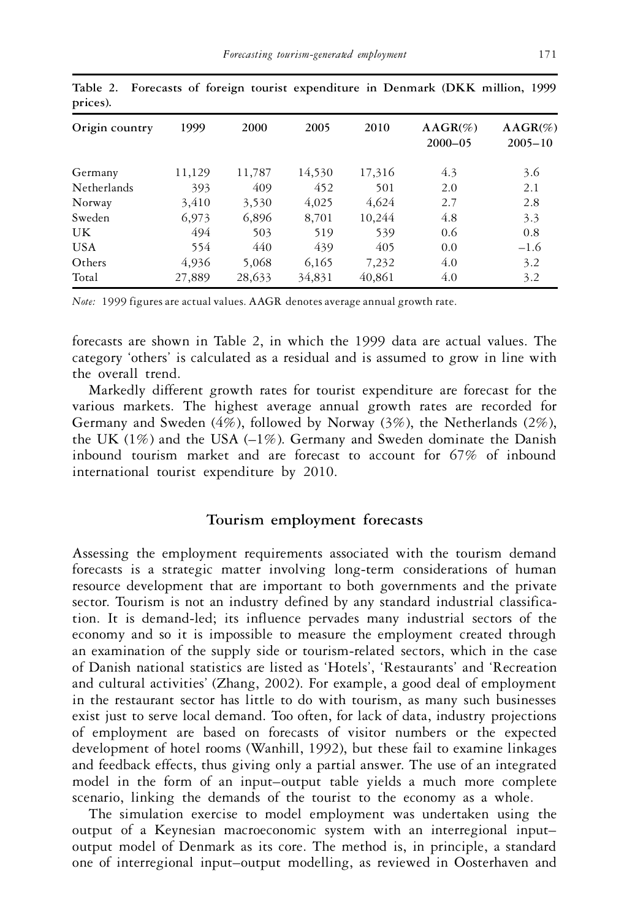**Table 2. Forecasts of foreign tourist expenditure in Denmark (DKK million, 1999 prices).**

| Origin country | 1999 | 2000 | 2005 | 2010 | AAGR(%) 2000–05 | AAGR(%) 2005–10 |
|---|---|---|---|---|---|---|
| Germany | 11,129 | 11,787 | 14,530 | 17,316 | 4.3 | 3.6 |
| Netherlands | 393 | 409 | 452 | 501 | 2.0 | 2.1 |
| Norway | 3,410 | 3,530 | 4,025 | 4,624 | 2.7 | 2.8 |
| Sweden | 6,973 | 6,896 | 8,701 | 10,244 | 4.8 | 3.3 |
| UK | 494 | 503 | 519 | 539 | 0.6 | 0.8 |
| USA | 554 | 440 | 439 | 405 | 0.0 | –1.6 |
| Others | 4,936 | 5,068 | 6,165 | 7,232 | 4.0 | 3.2 |
| Total | 27,889 | 28,633 | 34,831 | 40,861 | 4.0 | 3.2 |

*Note:* 1999 figures are actual values. AAGR denotes average annual growth rate.

forecasts are shown in Table 2, in which the 1999 data are actual values. The category 'others' is calculated as a residual and is assumed to grow in line with the overall trend.

Markedly different growth rates for tourist expenditure are forecast for the various markets. The highest average annual growth rates are recorded for Germany and Sweden (4%), followed by Norway (3%), the Netherlands (2%), the UK (1%) and the USA (–1%). Germany and Sweden dominate the Danish inbound tourism market and are forecast to account for 67% of inbound international tourist expenditure by 2010.

## Tourism employment forecasts

Assessing the employment requirements associated with the tourism demand forecasts is a strategic matter involving long-term considerations of human resource development that are important to both governments and the private sector. Tourism is not an industry defined by any standard industrial classification. It is demand-led; its influence pervades many industrial sectors of the economy and so it is impossible to measure the employment created through an examination of the supply side or tourism-related sectors, which in the case of Danish national statistics are listed as 'Hotels', 'Restaurants' and 'Recreation and cultural activities' (Zhang, 2002). For example, a good deal of employment in the restaurant sector has little to do with tourism, as many such businesses exist just to serve local demand. Too often, for lack of data, industry projections of employment are based on forecasts of visitor numbers or the expected development of hotel rooms (Wanhill, 1992), but these fail to examine linkages and feedback effects, thus giving only a partial answer. The use of an integrated model in the form of an input–output table yields a much more complete scenario, linking the demands of the tourist to the economy as a whole.

The simulation exercise to model employment was undertaken using the output of a Keynesian macroeconomic system with an interregional input–output model of Denmark as its core. The method is, in principle, a standard one of interregional input–output modelling, as reviewed in Oosterhaven and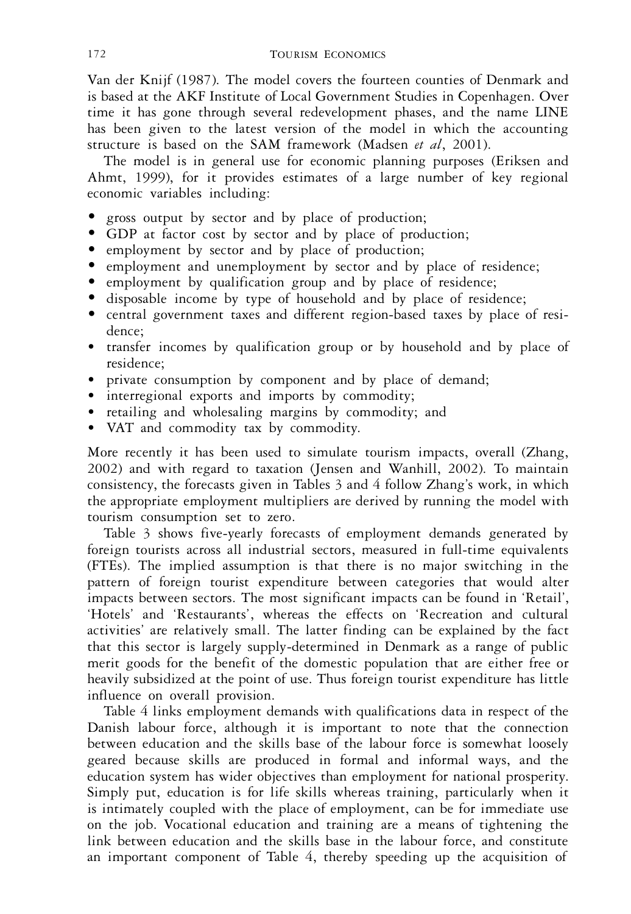Van der Knijf (1987). The model covers the fourteen counties of Denmark and is based at the AKF Institute of Local Government Studies in Copenhagen. Over time it has gone through several redevelopment phases, and the name LINE has been given to the latest version of the model in which the accounting structure is based on the SAM framework (Madsen *et al*, 2001).

The model is in general use for economic planning purposes (Eriksen and Ahmt, 1999), for it provides estimates of a large number of key regional economic variables including:

- gross output by sector and by place of production;
- GDP at factor cost by sector and by place of production;
- employment by sector and by place of production;
- employment and unemployment by sector and by place of residence;
- employment by qualification group and by place of residence;
- disposable income by type of household and by place of residence;
- central government taxes and different region-based taxes by place of residence;
- transfer incomes by qualification group or by household and by place of residence;
- private consumption by component and by place of demand;
- interregional exports and imports by commodity;
- retailing and wholesaling margins by commodity; and
- VAT and commodity tax by commodity.

More recently it has been used to simulate tourism impacts, overall (Zhang, 2002) and with regard to taxation (Jensen and Wanhill, 2002). To maintain consistency, the forecasts given in Tables 3 and 4 follow Zhang's work, in which the appropriate employment multipliers are derived by running the model with tourism consumption set to zero.

Table 3 shows five-yearly forecasts of employment demands generated by foreign tourists across all industrial sectors, measured in full-time equivalents (FTEs). The implied assumption is that there is no major switching in the pattern of foreign tourist expenditure between categories that would alter impacts between sectors. The most significant impacts can be found in 'Retail', 'Hotels' and 'Restaurants', whereas the effects on 'Recreation and cultural activities' are relatively small. The latter finding can be explained by the fact that this sector is largely supply-determined in Denmark as a range of public merit goods for the benefit of the domestic population that are either free or heavily subsidized at the point of use. Thus foreign tourist expenditure has little influence on overall provision.

Table 4 links employment demands with qualifications data in respect of the Danish labour force, although it is important to note that the connection between education and the skills base of the labour force is somewhat loosely geared because skills are produced in formal and informal ways, and the education system has wider objectives than employment for national prosperity. Simply put, education is for life skills whereas training, particularly when it is intimately coupled with the place of employment, can be for immediate use on the job. Vocational education and training are a means of tightening the link between education and the skills base in the labour force, and constitute an important component of Table 4, thereby speeding up the acquisition of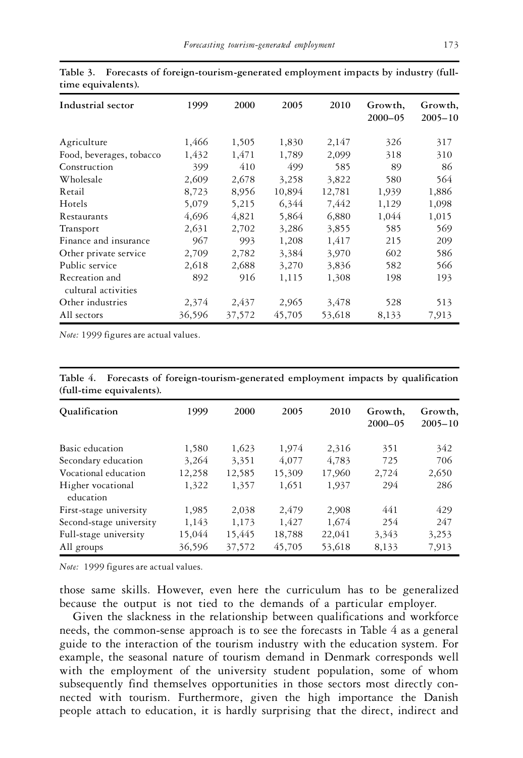**Table 3. Forecasts of foreign-tourism-generated employment impacts by industry (full-time equivalents).**

| Industrial sector | 1999 | 2000 | 2005 | 2010 | Growth, 2000–05 | Growth, 2005–10 |
|---|---|---|---|---|---|---|
| Agriculture | 1,466 | 1,505 | 1,830 | 2,147 | 326 | 317 |
| Food, beverages, tobacco | 1,432 | 1,471 | 1,789 | 2,099 | 318 | 310 |
| Construction | 399 | 410 | 499 | 585 | 89 | 86 |
| Wholesale | 2,609 | 2,678 | 3,258 | 3,822 | 580 | 564 |
| Retail | 8,723 | 8,956 | 10,894 | 12,781 | 1,939 | 1,886 |
| Hotels | 5,079 | 5,215 | 6,344 | 7,442 | 1,129 | 1,098 |
| Restaurants | 4,696 | 4,821 | 5,864 | 6,880 | 1,044 | 1,015 |
| Transport | 2,631 | 2,702 | 3,286 | 3,855 | 585 | 569 |
| Finance and insurance | 967 | 993 | 1,208 | 1,417 | 215 | 209 |
| Other private service | 2,709 | 2,782 | 3,384 | 3,970 | 602 | 586 |
| Public service | 2,618 | 2,688 | 3,270 | 3,836 | 582 | 566 |
| Recreation and cultural activities | 892 | 916 | 1,115 | 1,308 | 198 | 193 |
| Other industries | 2,374 | 2,437 | 2,965 | 3,478 | 528 | 513 |
| All sectors | 36,596 | 37,572 | 45,705 | 53,618 | 8,133 | 7,913 |

*Note:* 1999 figures are actual values.

**Table 4. Forecasts of foreign-tourism-generated employment impacts by qualification (full-time equivalents).**

| Qualification | 1999 | 2000 | 2005 | 2010 | Growth, 2000–05 | Growth, 2005–10 |
|---|---|---|---|---|---|---|
| Basic education | 1,580 | 1,623 | 1,974 | 2,316 | 351 | 342 |
| Secondary education | 3,264 | 3,351 | 4,077 | 4,783 | 725 | 706 |
| Vocational education | 12,258 | 12,585 | 15,309 | 17,960 | 2,724 | 2,650 |
| Higher vocational education | 1,322 | 1,357 | 1,651 | 1,937 | 294 | 286 |
| First-stage university | 1,985 | 2,038 | 2,479 | 2,908 | 441 | 429 |
| Second-stage university | 1,143 | 1,173 | 1,427 | 1,674 | 254 | 247 |
| Full-stage university | 15,044 | 15,445 | 18,788 | 22,041 | 3,343 | 3,253 |
| All groups | 36,596 | 37,572 | 45,705 | 53,618 | 8,133 | 7,913 |

*Note:* 1999 figures are actual values.

those same skills. However, even here the curriculum has to be generalized because the output is not tied to the demands of a particular employer.

Given the slackness in the relationship between qualifications and workforce needs, the common-sense approach is to see the forecasts in Table 4 as a general guide to the interaction of the tourism industry with the education system. For example, the seasonal nature of tourism demand in Denmark corresponds well with the employment of the university student population, some of whom subsequently find themselves opportunities in those sectors most directly connected with tourism. Furthermore, given the high importance the Danish people attach to education, it is hardly surprising that the direct, indirect and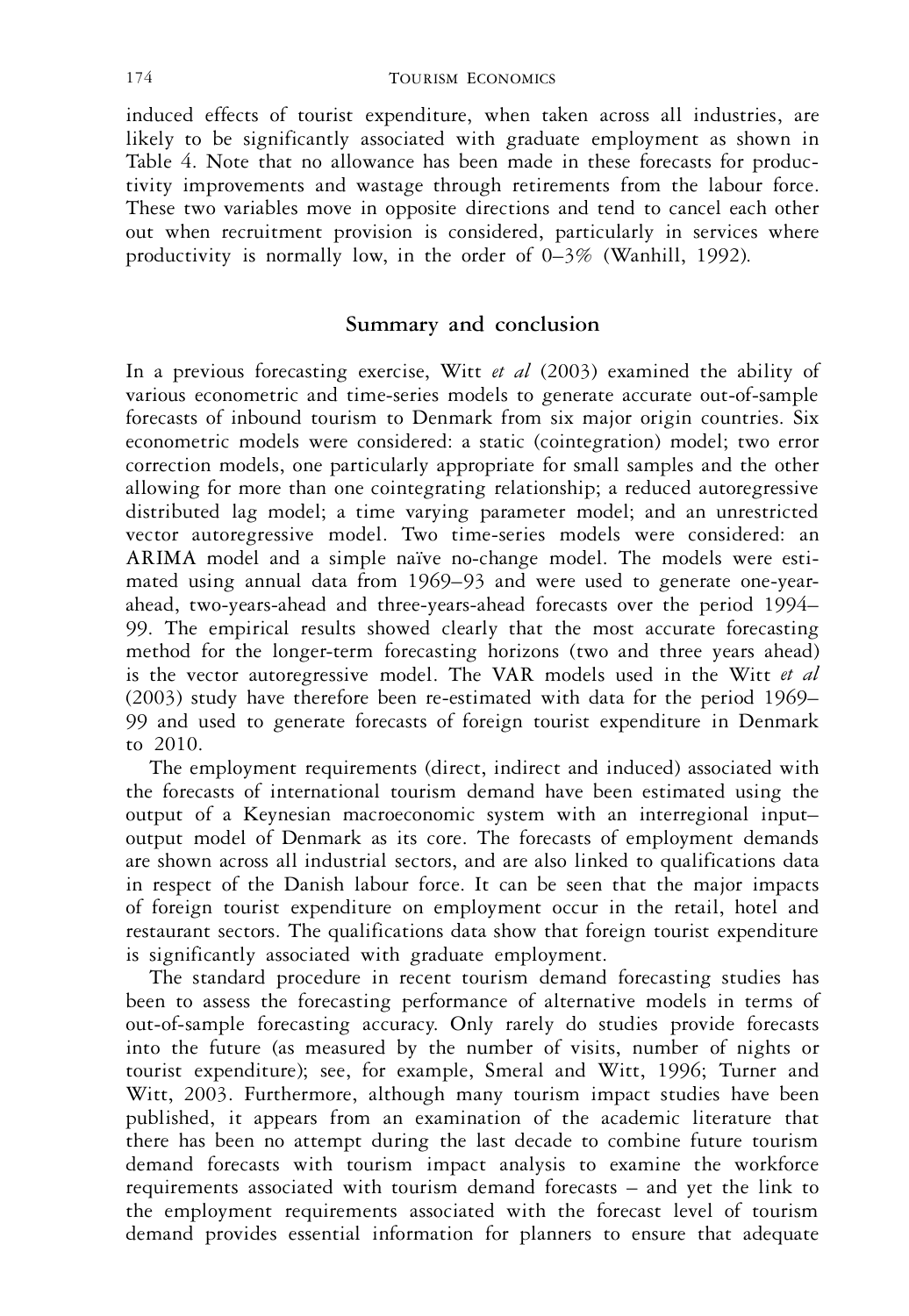induced effects of tourist expenditure, when taken across all industries, are likely to be significantly associated with graduate employment as shown in Table 4. Note that no allowance has been made in these forecasts for productivity improvements and wastage through retirements from the labour force. These two variables move in opposite directions and tend to cancel each other out when recruitment provision is considered, particularly in services where productivity is normally low, in the order of 0–3% (Wanhill, 1992).

## Summary and conclusion

In a previous forecasting exercise, Witt *et al* (2003) examined the ability of various econometric and time-series models to generate accurate out-of-sample forecasts of inbound tourism to Denmark from six major origin countries. Six econometric models were considered: a static (cointegration) model; two error correction models, one particularly appropriate for small samples and the other allowing for more than one cointegrating relationship; a reduced autoregressive distributed lag model; a time varying parameter model; and an unrestricted vector autoregressive model. Two time-series models were considered: an ARIMA model and a simple naïve no-change model. The models were estimated using annual data from 1969–93 and were used to generate one-year-ahead, two-years-ahead and three-years-ahead forecasts over the period 1994–99. The empirical results showed clearly that the most accurate forecasting method for the longer-term forecasting horizons (two and three years ahead) is the vector autoregressive model. The VAR models used in the Witt *et al* (2003) study have therefore been re-estimated with data for the period 1969–99 and used to generate forecasts of foreign tourist expenditure in Denmark to 2010.

The employment requirements (direct, indirect and induced) associated with the forecasts of international tourism demand have been estimated using the output of a Keynesian macroeconomic system with an interregional input–output model of Denmark as its core. The forecasts of employment demands are shown across all industrial sectors, and are also linked to qualifications data in respect of the Danish labour force. It can be seen that the major impacts of foreign tourist expenditure on employment occur in the retail, hotel and restaurant sectors. The qualifications data show that foreign tourist expenditure is significantly associated with graduate employment.

The standard procedure in recent tourism demand forecasting studies has been to assess the forecasting performance of alternative models in terms of out-of-sample forecasting accuracy. Only rarely do studies provide forecasts into the future (as measured by the number of visits, number of nights or tourist expenditure); see, for example, Smeral and Witt, 1996; Turner and Witt, 2003. Furthermore, although many tourism impact studies have been published, it appears from an examination of the academic literature that there has been no attempt during the last decade to combine future tourism demand forecasts with tourism impact analysis to examine the workforce requirements associated with tourism demand forecasts – and yet the link to the employment requirements associated with the forecast level of tourism demand provides essential information for planners to ensure that adequate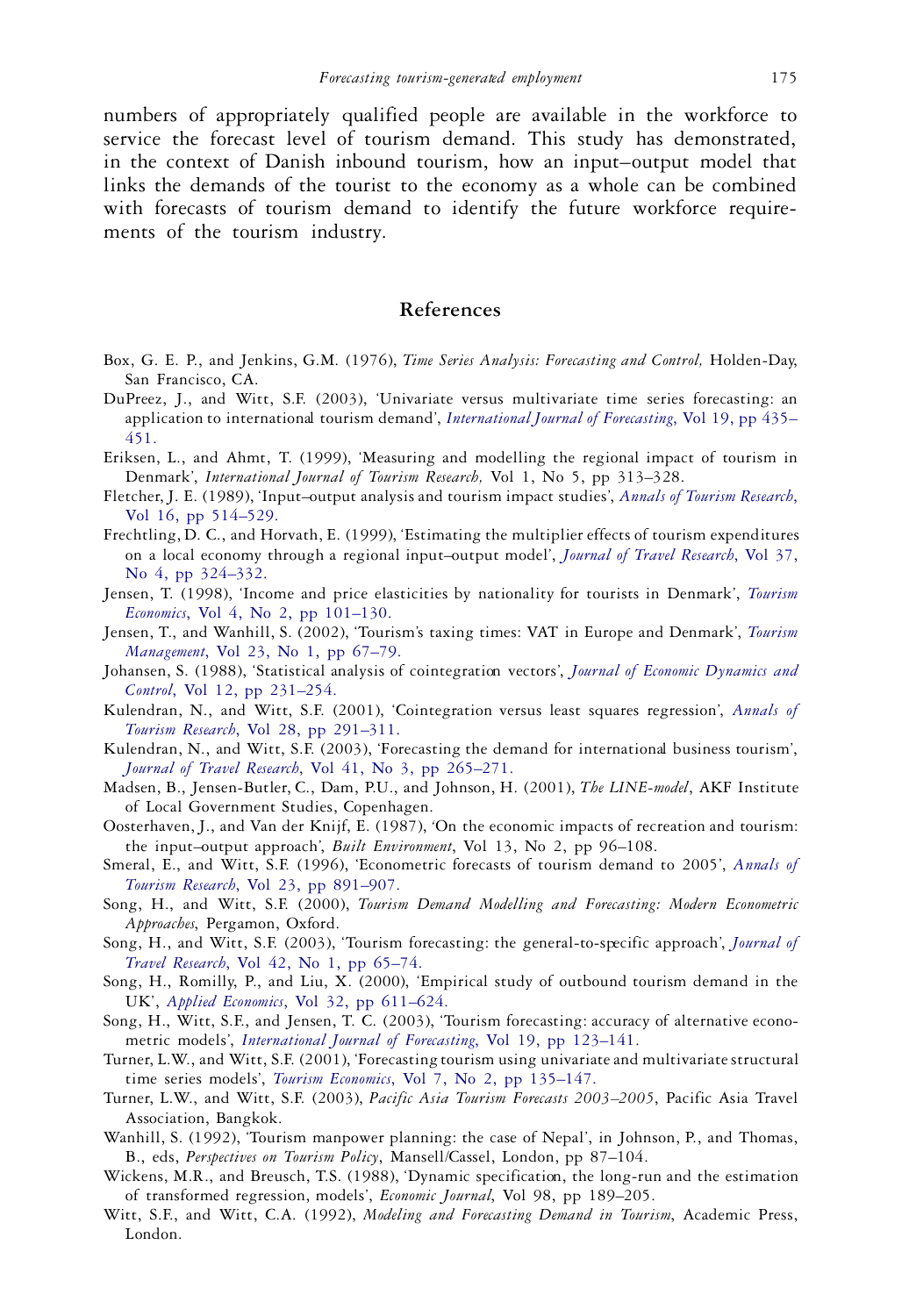numbers of appropriately qualified people are available in the workforce to service the forecast level of tourism demand. This study has demonstrated, in the context of Danish inbound tourism, how an input–output model that links the demands of the tourist to the economy as a whole can be combined with forecasts of tourism demand to identify the future workforce requirements of the tourism industry.

## References

Box, G. E. P., and Jenkins, G.M. (1976), *Time Series Analysis: Forecasting and Control,* Holden-Day, San Francisco, CA.

DuPreez, J., and Witt, S.F. (2003), 'Univariate versus multivariate time series forecasting: an application to international tourism demand', *International Journal of Forecasting*, Vol 19, pp 435–451.

Eriksen, L., and Ahmt, T. (1999), 'Measuring and modelling the regional impact of tourism in Denmark', *International Journal of Tourism Research,* Vol 1, No 5, pp 313–328.

Fletcher, J. E. (1989), 'Input–output analysis and tourism impact studies', *Annals of Tourism Research*, Vol 16, pp 514–529.

Frechtling, D. C., and Horvath, E. (1999), 'Estimating the multiplier effects of tourism expenditures on a local economy through a regional input–output model', *Journal of Travel Research*, Vol 37, No 4, pp 324–332.

Jensen, T. (1998), 'Income and price elasticities by nationality for tourists in Denmark', *Tourism Economics*, Vol 4, No 2, pp 101–130.

Jensen, T., and Wanhill, S. (2002), 'Tourism's taxing times: VAT in Europe and Denmark', *Tourism Management*, Vol 23, No 1, pp 67–79.

Johansen, S. (1988), 'Statistical analysis of cointegration vectors', *Journal of Economic Dynamics and Control*, Vol 12, pp 231–254.

Kulendran, N., and Witt, S.F. (2001), 'Cointegration versus least squares regression', *Annals of Tourism Research*, Vol 28, pp 291–311.

Kulendran, N., and Witt, S.F. (2003), 'Forecasting the demand for international business tourism', *Journal of Travel Research*, Vol 41, No 3, pp 265–271.

Madsen, B., Jensen-Butler, C., Dam, P.U., and Johnson, H. (2001), *The LINE-model*, AKF Institute of Local Government Studies, Copenhagen.

Oosterhaven, J., and Van der Knijf, E. (1987), 'On the economic impacts of recreation and tourism: the input–output approach', *Built Environment*, Vol 13, No 2, pp 96–108.

Smeral, E., and Witt, S.F. (1996), 'Econometric forecasts of tourism demand to 2005', *Annals of Tourism Research*, Vol 23, pp 891–907.

Song, H., and Witt, S.F. (2000), *Tourism Demand Modelling and Forecasting: Modern Econometric Approaches*, Pergamon, Oxford.

Song, H., and Witt, S.F. (2003), 'Tourism forecasting: the general-to-specific approach', *Journal of Travel Research*, Vol 42, No 1, pp 65–74.

Song, H., Romilly, P., and Liu, X. (2000), 'Empirical study of outbound tourism demand in the UK', *Applied Economics*, Vol 32, pp 611–624.

Song, H., Witt, S.F., and Jensen, T. C. (2003), 'Tourism forecasting: accuracy of alternative econometric models', *International Journal of Forecasting*, Vol 19, pp 123–141.

Turner, L.W., and Witt, S.F. (2001), 'Forecasting tourism using univariate and multivariate structural time series models', *Tourism Economics*, Vol 7, No 2, pp 135–147.

Turner, L.W., and Witt, S.F. (2003), *Pacific Asia Tourism Forecasts 2003–2005*, Pacific Asia Travel Association, Bangkok.

Wanhill, S. (1992), 'Tourism manpower planning: the case of Nepal', in Johnson, P., and Thomas, B., eds, *Perspectives on Tourism Policy*, Mansell/Cassel, London, pp 87–104.

Wickens, M.R., and Breusch, T.S. (1988), 'Dynamic specification, the long-run and the estimation of transformed regression, models', *Economic Journal*, Vol 98, pp 189–205.

Witt, S.F., and Witt, C.A. (1992), *Modeling and Forecasting Demand in Tourism*, Academic Press, London.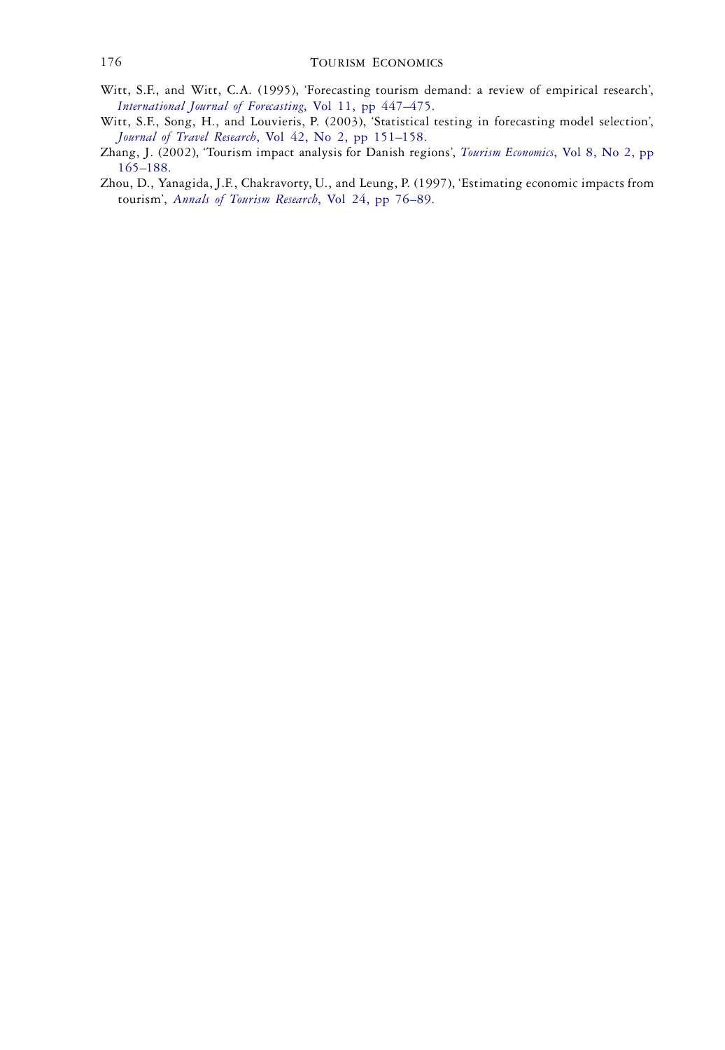Witt, S.F., and Witt, C.A. (1995), 'Forecasting tourism demand: a review of empirical research', *International Journal of Forecasting*, Vol 11, pp 447–475.

Witt, S.F., Song, H., and Louvieris, P. (2003), 'Statistical testing in forecasting model selection', *Journal of Travel Research*, Vol 42, No 2, pp 151–158.

Zhang, J. (2002), 'Tourism impact analysis for Danish regions', *Tourism Economics*, Vol 8, No 2, pp 165–188.

Zhou, D., Yanagida, J.F., Chakravorty, U., and Leung, P. (1997), 'Estimating economic impacts from tourism', *Annals of Tourism Research*, Vol 24, pp 76–89.